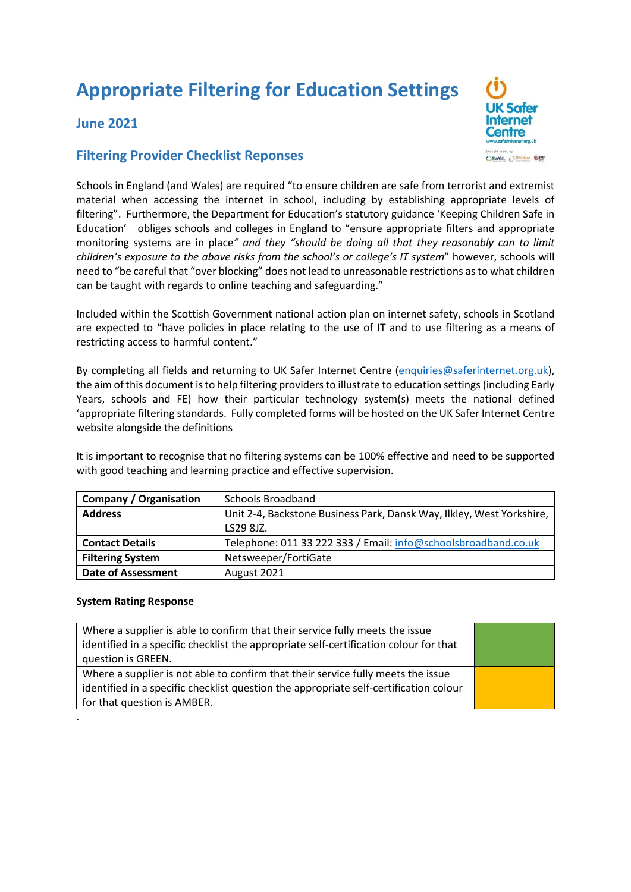# Appropriate Filtering for Education Settings

## June 2021

## Filtering Provider Checklist Reponses

Schools in England (and Wales) are required "to ensure children are safe from terrorist and extremist material when accessing the internet in school, including by establishing appropriate levels of filtering". Furthermore, the Department for Education's statutory guidance 'Keeping Children Safe in Education' obliges schools and colleges in England to "ensure appropriate filters and appropriate monitoring systems are in place*" and they "should be doing all that they reasonably can to limit children's exposure to the above risks from the school's or college's IT system*" however, schools will need to "be careful that "over blocking" does not lead to unreasonable restrictions as to what children can be taught with regards to online teaching and safeguarding."

Included within the Scottish Government national action plan on internet safety, schools in Scotland are expected to "have policies in place relating to the use of IT and to use filtering as a means of restricting access to harmful content."

By completing all fields and returning to UK Safer Internet Centre (enquiries@saferinternet.org.uk), the aim of this document is to help filtering providers to illustrate to education settings (including Early Years, schools and FE) how their particular technology system(s) meets the national defined 'appropriate filtering standards. Fully completed forms will be hosted on the UK Safer Internet Centre website alongside the definitions

It is important to recognise that no filtering systems can be 100% effective and need to be supported with good teaching and learning practice and effective supervision.

| **Company / Organisation** | Schools Broadband |
|---|---|
| **Address** | Unit 2-4, Backstone Business Park, Dansk Way, Ilkley, West Yorkshire, LS29 8JZ. |
| **Contact Details** | Telephone: 011 33 222 333 / Email: info@schoolsbroadband.co.uk |
| **Filtering System** | Netsweeper/FortiGate |
| **Date of Assessment** | August 2021 |

**System Rating Response**

| | |
|---|---|
| Where a supplier is able to confirm that their service fully meets the issue identified in a specific checklist the appropriate self-certification colour for that question is GREEN. | GREEN |
| Where a supplier is not able to confirm that their service fully meets the issue identified in a specific checklist question the appropriate self-certification colour for that question is AMBER. | AMBER |

.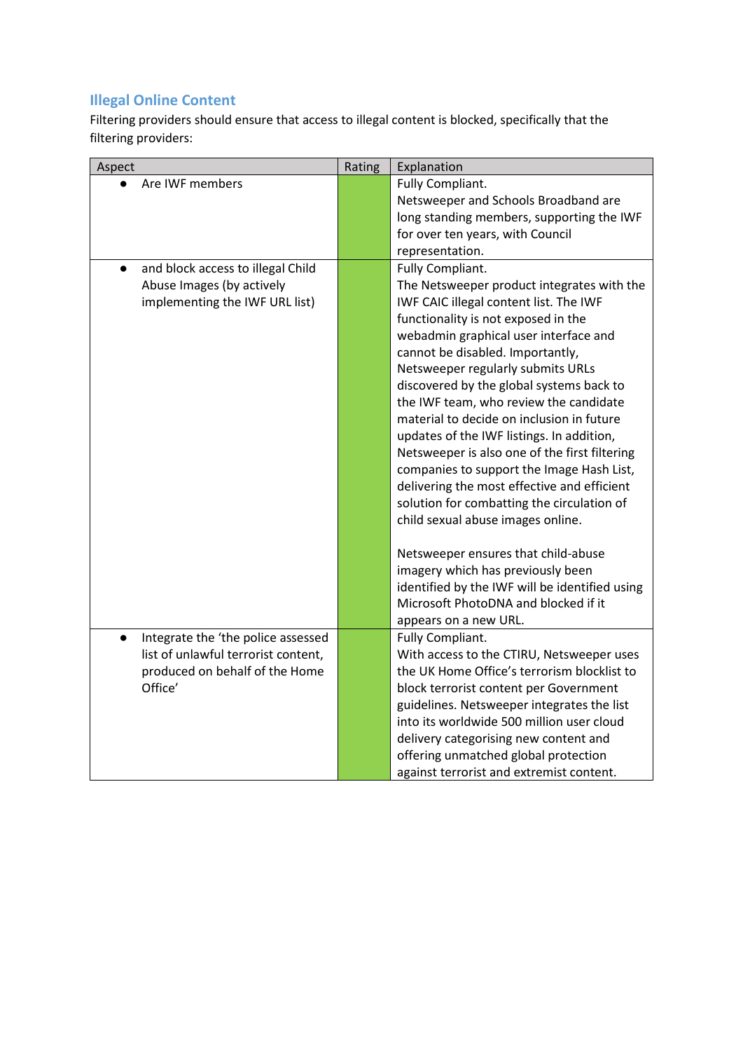## Illegal Online Content

Filtering providers should ensure that access to illegal content is blocked, specifically that the filtering providers:

| Aspect | Rating | Explanation |
|---|---|---|
| • Are IWF members | | Fully Compliant.<br>Netsweeper and Schools Broadband are long standing members, supporting the IWF for over ten years, with Council representation. |
| • and block access to illegal Child Abuse Images (by actively implementing the IWF URL list) | | Fully Compliant.<br>The Netsweeper product integrates with the IWF CAIC illegal content list. The IWF functionality is not exposed in the webadmin graphical user interface and cannot be disabled. Importantly, Netsweeper regularly submits URLs discovered by the global systems back to the IWF team, who review the candidate material to decide on inclusion in future updates of the IWF listings. In addition, Netsweeper is also one of the first filtering companies to support the Image Hash List, delivering the most effective and efficient solution for combatting the circulation of child sexual abuse images online.<br><br>Netsweeper ensures that child-abuse imagery which has previously been identified by the IWF will be identified using Microsoft PhotoDNA and blocked if it appears on a new URL. |
| • Integrate the 'the police assessed list of unlawful terrorist content, produced on behalf of the Home Office' | | Fully Compliant.<br>With access to the CTIRU, Netsweeper uses the UK Home Office's terrorism blocklist to block terrorist content per Government guidelines. Netsweeper integrates the list into its worldwide 500 million user cloud delivery categorising new content and offering unmatched global protection against terrorist and extremist content. |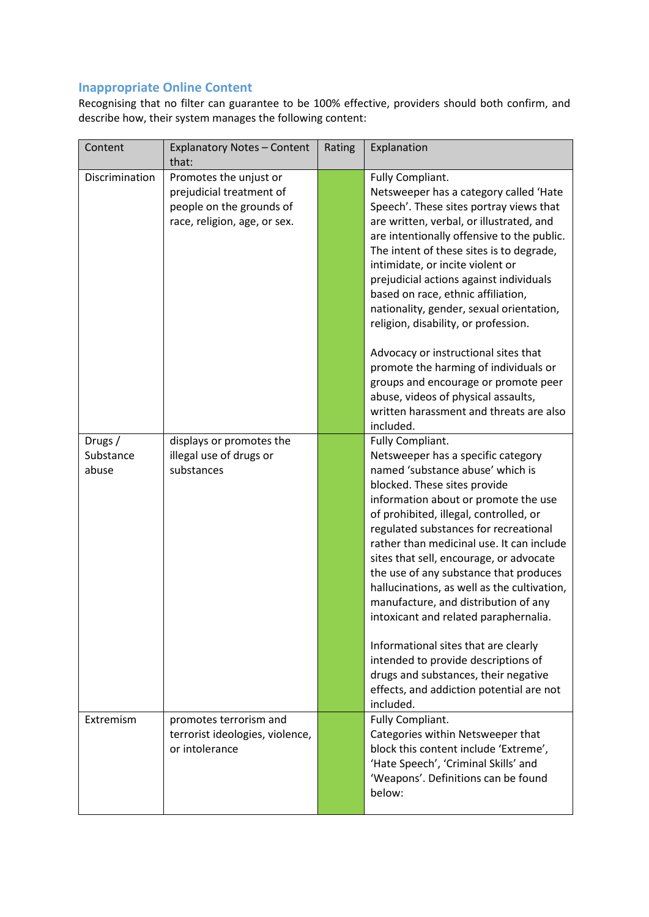## Inappropriate Online Content

Recognising that no filter can guarantee to be 100% effective, providers should both confirm, and describe how, their system manages the following content:

| Content | Explanatory Notes – Content that: | Rating | Explanation |
|---|---|---|---|
| Discrimination | Promotes the unjust or prejudicial treatment of people on the grounds of race, religion, age, or sex. | | Fully Compliant.<br>Netsweeper has a category called 'Hate Speech'. These sites portray views that are written, verbal, or illustrated, and are intentionally offensive to the public. The intent of these sites is to degrade, intimidate, or incite violent or prejudicial actions against individuals based on race, ethnic affiliation, nationality, gender, sexual orientation, religion, disability, or profession.<br><br>Advocacy or instructional sites that promote the harming of individuals or groups and encourage or promote peer abuse, videos of physical assaults, written harassment and threats are also included. |
| Drugs / Substance abuse | displays or promotes the illegal use of drugs or substances | | Fully Compliant.<br>Netsweeper has a specific category named 'substance abuse' which is blocked. These sites provide information about or promote the use of prohibited, illegal, controlled, or regulated substances for recreational rather than medicinal use. It can include sites that sell, encourage, or advocate the use of any substance that produces hallucinations, as well as the cultivation, manufacture, and distribution of any intoxicant and related paraphernalia.<br><br>Informational sites that are clearly intended to provide descriptions of drugs and substances, their negative effects, and addiction potential are not included. |
| Extremism | promotes terrorism and terrorist ideologies, violence, or intolerance | | Fully Compliant.<br>Categories within Netsweeper that block this content include 'Extreme', 'Hate Speech', 'Criminal Skills' and 'Weapons'. Definitions can be found below: |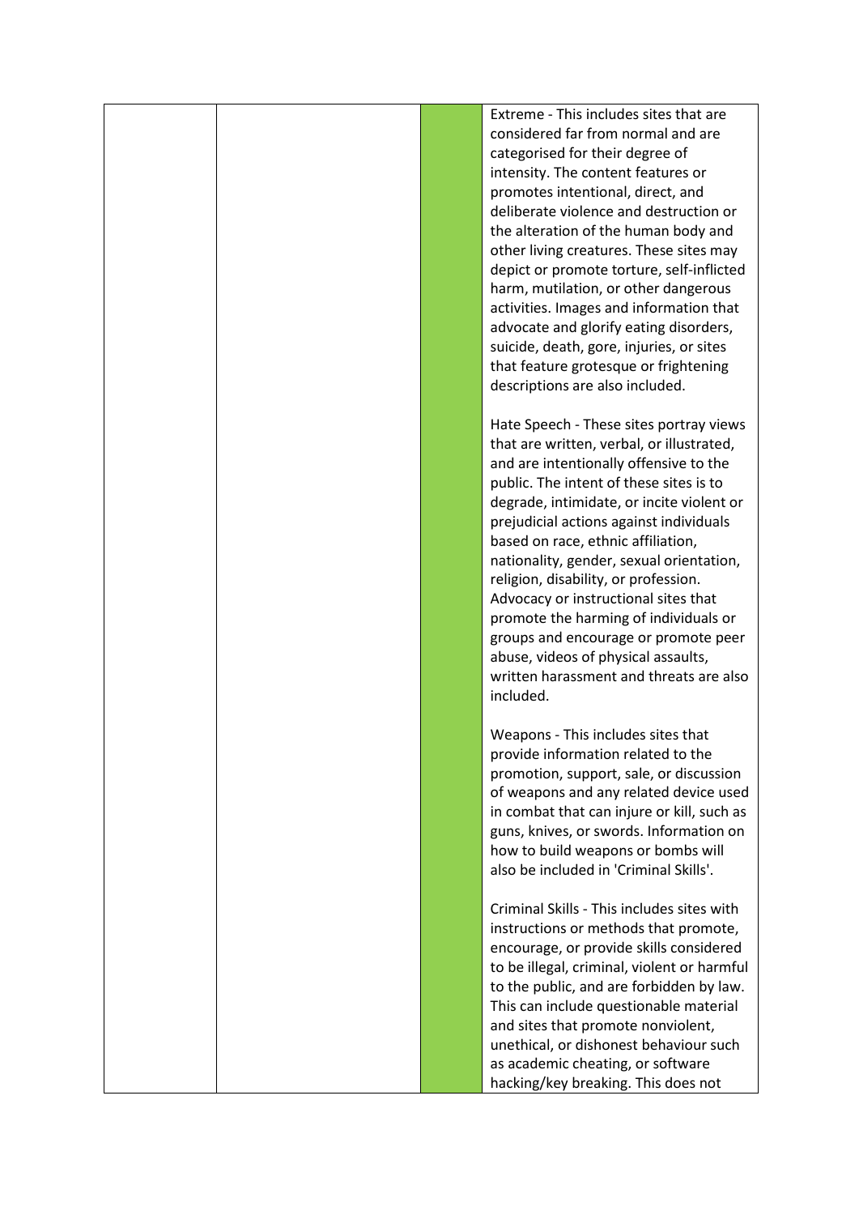| | | | Extreme - This includes sites that are considered far from normal and are categorised for their degree of intensity. The content features or promotes intentional, direct, and deliberate violence and destruction or the alteration of the human body and other living creatures. These sites may depict or promote torture, self-inflicted harm, mutilation, or other dangerous activities. Images and information that advocate and glorify eating disorders, suicide, death, gore, injuries, or sites that feature grotesque or frightening descriptions are also included.<br><br>Hate Speech - These sites portray views that are written, verbal, or illustrated, and are intentionally offensive to the public. The intent of these sites is to degrade, intimidate, or incite violent or prejudicial actions against individuals based on race, ethnic affiliation, nationality, gender, sexual orientation, religion, disability, or profession. Advocacy or instructional sites that promote the harming of individuals or groups and encourage or promote peer abuse, videos of physical assaults, written harassment and threats are also included.<br><br>Weapons - This includes sites that provide information related to the promotion, support, sale, or discussion of weapons and any related device used in combat that can injure or kill, such as guns, knives, or swords. Information on how to build weapons or bombs will also be included in 'Criminal Skills'.<br><br>Criminal Skills - This includes sites with instructions or methods that promote, encourage, or provide skills considered to be illegal, criminal, violent or harmful to the public, and are forbidden by law. This can include questionable material and sites that promote nonviolent, unethical, or dishonest behaviour such as academic cheating, or software hacking/key breaking. This does not |
|---|---|---|---|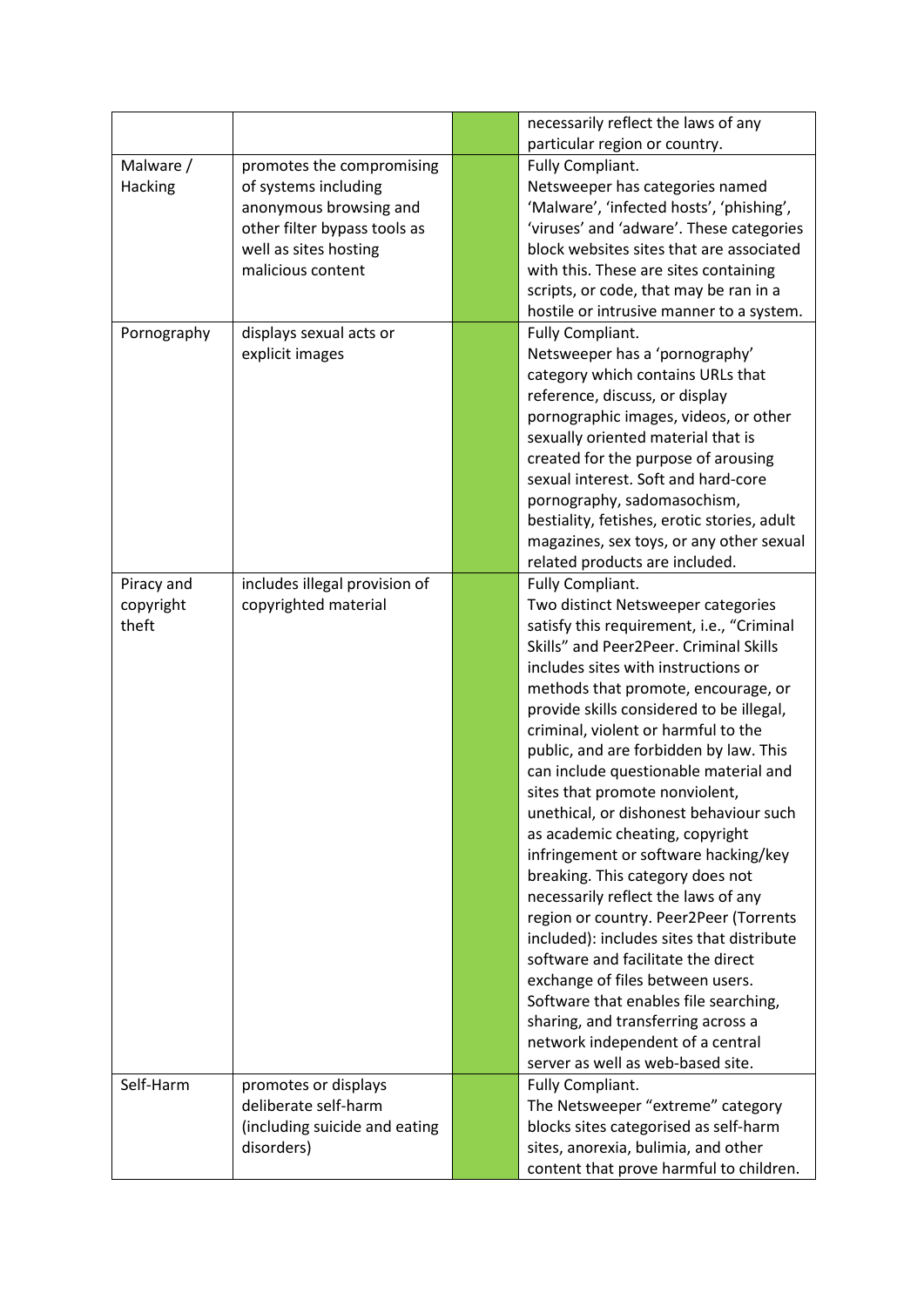| | | | |
|---|---|---|---|
| | | | necessarily reflect the laws of any particular region or country. |
| Malware / Hacking | promotes the compromising of systems including anonymous browsing and other filter bypass tools as well as sites hosting malicious content | | Fully Compliant.<br>Netsweeper has categories named 'Malware', 'infected hosts', 'phishing', 'viruses' and 'adware'. These categories block websites sites that are associated with this. These are sites containing scripts, or code, that may be ran in a hostile or intrusive manner to a system. |
| Pornography | displays sexual acts or explicit images | | Fully Compliant.<br>Netsweeper has a 'pornography' category which contains URLs that reference, discuss, or display pornographic images, videos, or other sexually oriented material that is created for the purpose of arousing sexual interest. Soft and hard-core pornography, sadomasochism, bestiality, fetishes, erotic stories, adult magazines, sex toys, or any other sexual related products are included. |
| Piracy and copyright theft | includes illegal provision of copyrighted material | | Fully Compliant.<br>Two distinct Netsweeper categories satisfy this requirement, i.e., "Criminal Skills" and Peer2Peer. Criminal Skills includes sites with instructions or methods that promote, encourage, or provide skills considered to be illegal, criminal, violent or harmful to the public, and are forbidden by law. This can include questionable material and sites that promote nonviolent, unethical, or dishonest behaviour such as academic cheating, copyright infringement or software hacking/key breaking. This category does not necessarily reflect the laws of any region or country. Peer2Peer (Torrents included): includes sites that distribute software and facilitate the direct exchange of files between users. Software that enables file searching, sharing, and transferring across a network independent of a central server as well as web-based site. |
| Self-Harm | promotes or displays deliberate self-harm (including suicide and eating disorders) | | Fully Compliant.<br>The Netsweeper "extreme" category blocks sites categorised as self-harm sites, anorexia, bulimia, and other content that prove harmful to children. |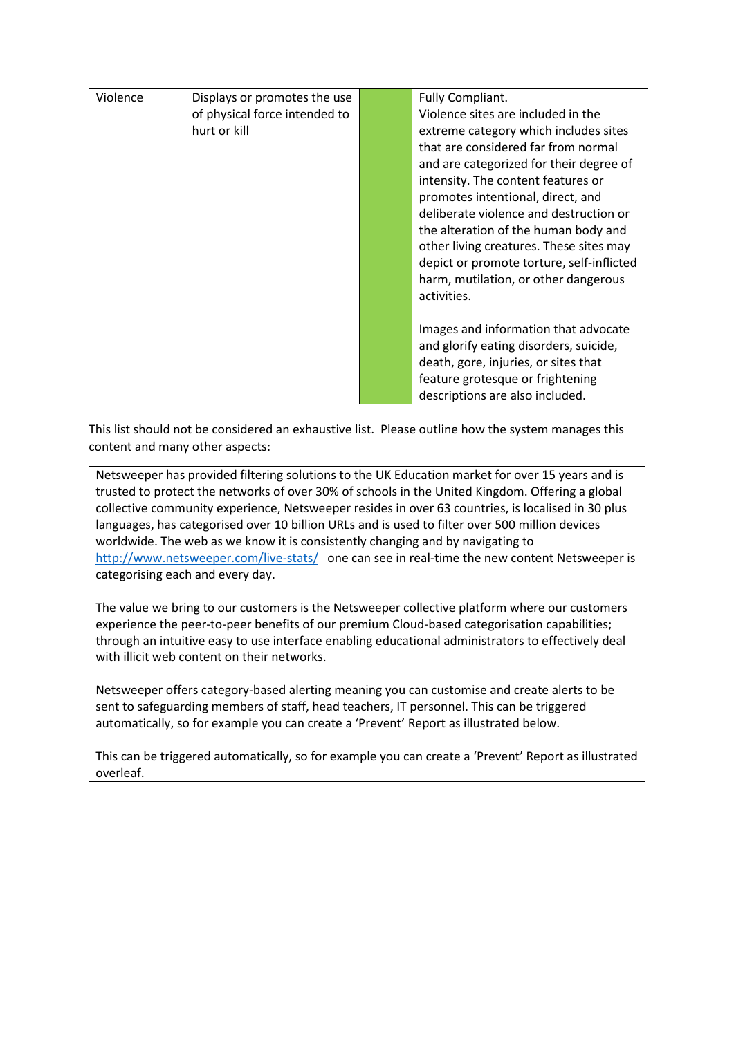| Violence | Displays or promotes the use of physical force intended to hurt or kill | | Fully Compliant.<br>Violence sites are included in the extreme category which includes sites that are considered far from normal and are categorized for their degree of intensity. The content features or promotes intentional, direct, and deliberate violence and destruction or the alteration of the human body and other living creatures. These sites may depict or promote torture, self-inflicted harm, mutilation, or other dangerous activities.<br><br>Images and information that advocate and glorify eating disorders, suicide, death, gore, injuries, or sites that feature grotesque or frightening descriptions are also included. |
|---|---|---|---|

This list should not be considered an exhaustive list. Please outline how the system manages this content and many other aspects:

Netsweeper has provided filtering solutions to the UK Education market for over 15 years and is trusted to protect the networks of over 30% of schools in the United Kingdom. Offering a global collective community experience, Netsweeper resides in over 63 countries, is localised in 30 plus languages, has categorised over 10 billion URLs and is used to filter over 500 million devices worldwide. The web as we know it is consistently changing and by navigating to http://www.netsweeper.com/live-stats/ one can see in real-time the new content Netsweeper is categorising each and every day.

The value we bring to our customers is the Netsweeper collective platform where our customers experience the peer-to-peer benefits of our premium Cloud-based categorisation capabilities; through an intuitive easy to use interface enabling educational administrators to effectively deal with illicit web content on their networks.

Netsweeper offers category-based alerting meaning you can customise and create alerts to be sent to safeguarding members of staff, head teachers, IT personnel. This can be triggered automatically, so for example you can create a 'Prevent' Report as illustrated below.

This can be triggered automatically, so for example you can create a 'Prevent' Report as illustrated overleaf.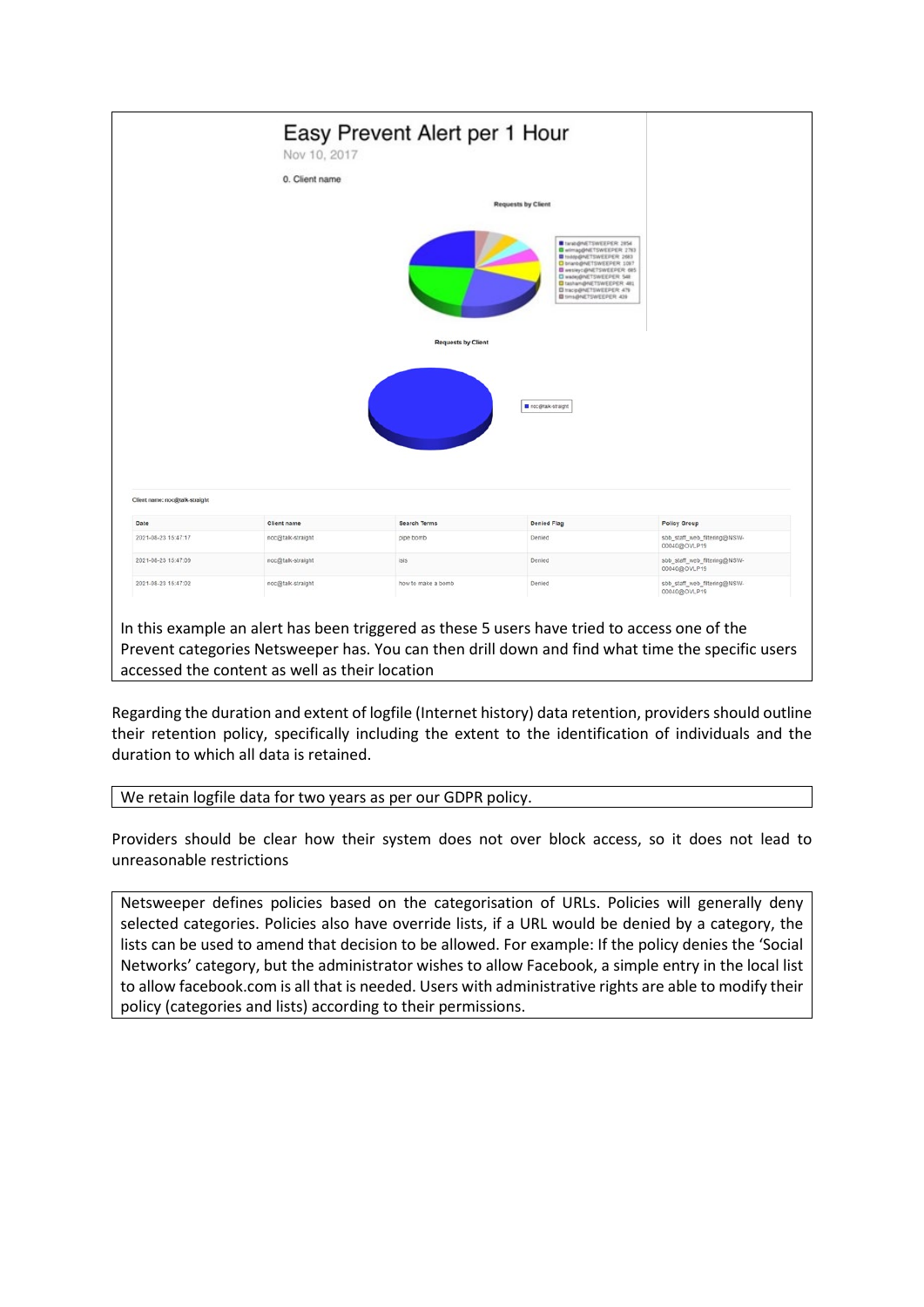# Easy Prevent Alert per 1 Hour

Nov 10, 2017

0. Client name

Requests by Client

Requests by Client

Client name: noc@talk-straight

| Date | Client name | Search Terms | Denied Flag | Policy Group |
|---|---|---|---|---|
| 2021-06-23 15:47:17 | noc@talk-straight | pipe bomb | Denied | sbb_staff_web_filtering@NSW-00040@OVLP15 |
| 2021-06-23 15:47:09 | noc@talk-straight | isis | Denied | sbb_staff_web_filtering@NSW-00040@OVLP15 |
| 2021-06-23 15:47:02 | noc@talk-straight | how to make a bomb | Denied | sbb_staff_web_filtering@NSW-00040@OVLP15 |

In this example an alert has been triggered as these 5 users have tried to access one of the Prevent categories Netsweeper has. You can then drill down and find what time the specific users accessed the content as well as their location

Regarding the duration and extent of logfile (Internet history) data retention, providers should outline their retention policy, specifically including the extent to the identification of individuals and the duration to which all data is retained.

We retain logfile data for two years as per our GDPR policy.

Providers should be clear how their system does not over block access, so it does not lead to unreasonable restrictions

Netsweeper defines policies based on the categorisation of URLs. Policies will generally deny selected categories. Policies also have override lists, if a URL would be denied by a category, the lists can be used to amend that decision to be allowed. For example: If the policy denies the 'Social Networks' category, but the administrator wishes to allow Facebook, a simple entry in the local list to allow facebook.com is all that is needed. Users with administrative rights are able to modify their policy (categories and lists) according to their permissions.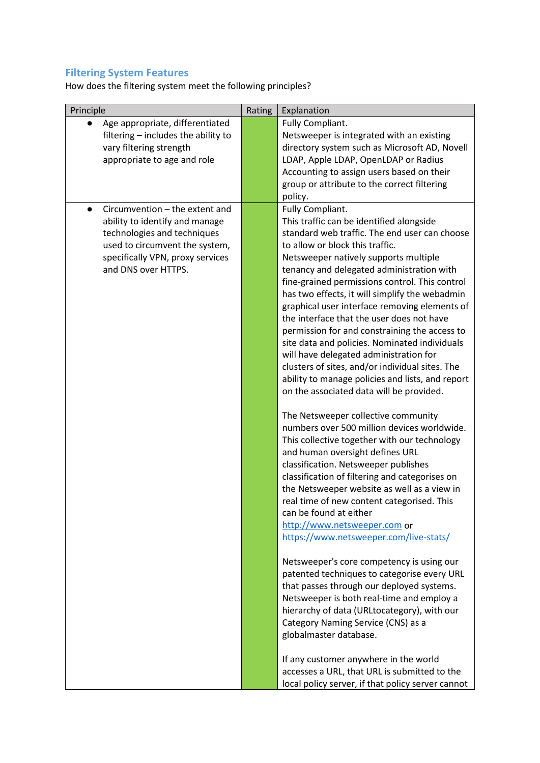## Filtering System Features

How does the filtering system meet the following principles?

| Principle | Rating | Explanation |
|---|---|---|
| • Age appropriate, differentiated filtering – includes the ability to vary filtering strength appropriate to age and role | | Fully Compliant.<br>Netsweeper is integrated with an existing directory system such as Microsoft AD, Novell LDAP, Apple LDAP, OpenLDAP or Radius Accounting to assign users based on their group or attribute to the correct filtering policy. |
| • Circumvention – the extent and ability to identify and manage technologies and techniques used to circumvent the system, specifically VPN, proxy services and DNS over HTTPS. | | Fully Compliant.<br>This traffic can be identified alongside standard web traffic. The end user can choose to allow or block this traffic.<br>Netsweeper natively supports multiple tenancy and delegated administration with fine-grained permissions control. This control has two effects, it will simplify the webadmin graphical user interface removing elements of the interface that the user does not have permission for and constraining the access to site data and policies. Nominated individuals will have delegated administration for clusters of sites, and/or individual sites. The ability to manage policies and lists, and report on the associated data will be provided.<br><br>The Netsweeper collective community numbers over 500 million devices worldwide. This collective together with our technology and human oversight defines URL classification. Netsweeper publishes classification of filtering and categorises on the Netsweeper website as well as a view in real time of new content categorised. This can be found at either http://www.netsweeper.com or https://www.netsweeper.com/live-stats/<br><br>Netsweeper's core competency is using our patented techniques to categorise every URL that passes through our deployed systems. Netsweeper is both real-time and employ a hierarchy of data (URLtocategory), with our Category Naming Service (CNS) as a globalmaster database.<br><br>If any customer anywhere in the world accesses a URL, that URL is submitted to the local policy server, if that policy server cannot |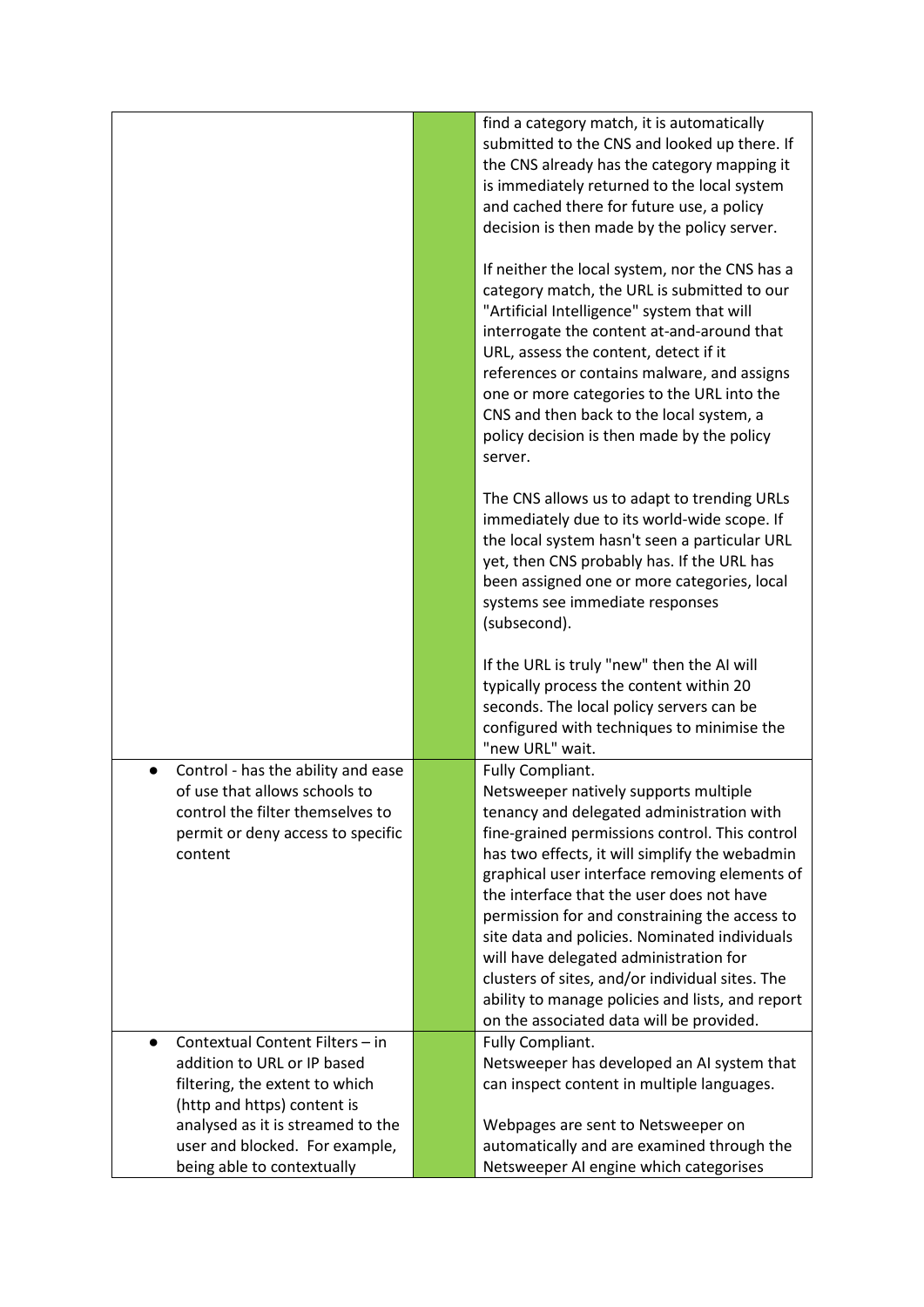| | | |
|---|---|---|
| | | find a category match, it is automatically submitted to the CNS and looked up there. If the CNS already has the category mapping it is immediately returned to the local system and cached there for future use, a policy decision is then made by the policy server.<br><br>If neither the local system, nor the CNS has a category match, the URL is submitted to our "Artificial Intelligence" system that will interrogate the content at-and-around that URL, assess the content, detect if it references or contains malware, and assigns one or more categories to the URL into the CNS and then back to the local system, a policy decision is then made by the policy server.<br><br>The CNS allows us to adapt to trending URLs immediately due to its world-wide scope. If the local system hasn't seen a particular URL yet, then CNS probably has. If the URL has been assigned one or more categories, local systems see immediate responses (subsecond).<br><br>If the URL is truly "new" then the AI will typically process the content within 20 seconds. The local policy servers can be configured with techniques to minimise the "new URL" wait. |
| ● Control - has the ability and ease of use that allows schools to control the filter themselves to permit or deny access to specific content | | Fully Compliant.<br>Netsweeper natively supports multiple tenancy and delegated administration with fine-grained permissions control. This control has two effects, it will simplify the webadmin graphical user interface removing elements of the interface that the user does not have permission for and constraining the access to site data and policies. Nominated individuals will have delegated administration for clusters of sites, and/or individual sites. The ability to manage policies and lists, and report on the associated data will be provided. |
| ● Contextual Content Filters – in addition to URL or IP based filtering, the extent to which (http and https) content is analysed as it is streamed to the user and blocked. For example, being able to contextually | | Fully Compliant.<br>Netsweeper has developed an AI system that can inspect content in multiple languages.<br><br>Webpages are sent to Netsweeper on automatically and are examined through the Netsweeper AI engine which categorises |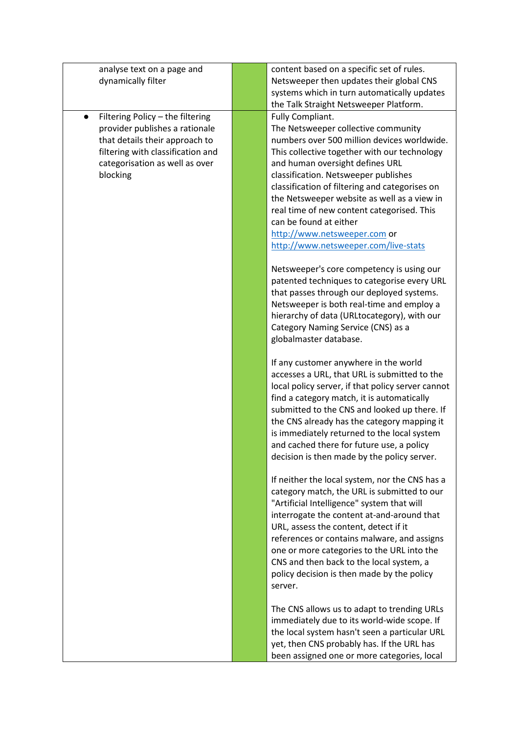| | | |
|---|---|---|
| analyse text on a page and dynamically filter | | content based on a specific set of rules. Netsweeper then updates their global CNS systems which in turn automatically updates the Talk Straight Netsweeper Platform. |
| ● Filtering Policy – the filtering provider publishes a rationale that details their approach to filtering with classification and categorisation as well as over blocking | | Fully Compliant.<br>The Netsweeper collective community numbers over 500 million devices worldwide. This collective together with our technology and human oversight defines URL classification. Netsweeper publishes classification of filtering and categorises on the Netsweeper website as well as a view in real time of new content categorised. This can be found at either [http://www.netsweeper.com](http://www.netsweeper.com) or [http://www.netsweeper.com/live-stats](http://www.netsweeper.com/live-stats)<br><br>Netsweeper's core competency is using our patented techniques to categorise every URL that passes through our deployed systems. Netsweeper is both real-time and employ a hierarchy of data (URLtocategory), with our Category Naming Service (CNS) as a globalmaster database.<br><br>If any customer anywhere in the world accesses a URL, that URL is submitted to the local policy server, if that policy server cannot find a category match, it is automatically submitted to the CNS and looked up there. If the CNS already has the category mapping it is immediately returned to the local system and cached there for future use, a policy decision is then made by the policy server.<br><br>If neither the local system, nor the CNS has a category match, the URL is submitted to our "Artificial Intelligence" system that will interrogate the content at-and-around that URL, assess the content, detect if it references or contains malware, and assigns one or more categories to the URL into the CNS and then back to the local system, a policy decision is then made by the policy server.<br><br>The CNS allows us to adapt to trending URLs immediately due to its world-wide scope. If the local system hasn't seen a particular URL yet, then CNS probably has. If the URL has been assigned one or more categories, local |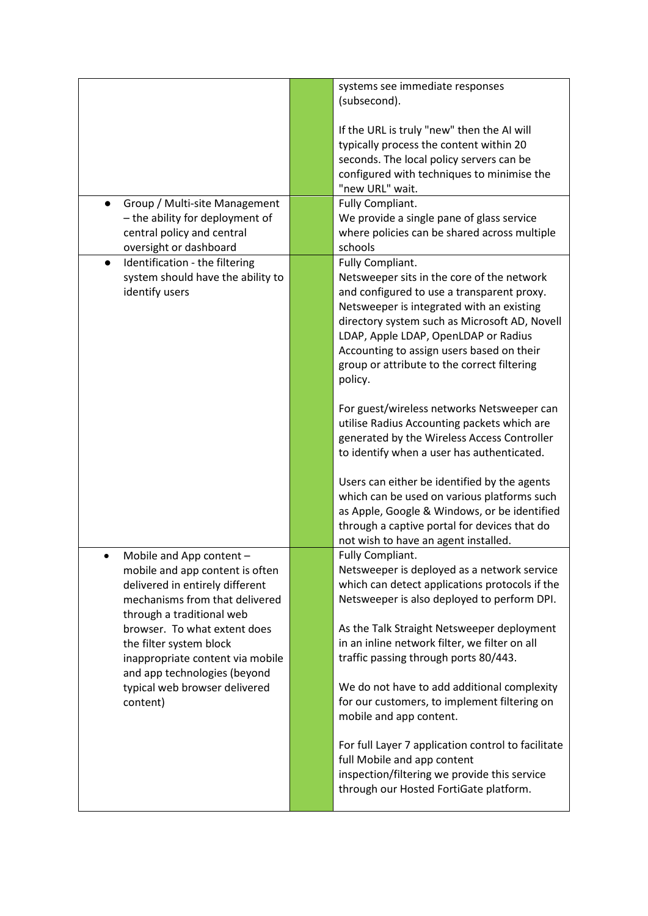| | | |
|---|---|---|
| | | systems see immediate responses (subsecond).<br><br>If the URL is truly "new" then the AI will typically process the content within 20 seconds. The local policy servers can be configured with techniques to minimise the "new URL" wait. |
| • Group / Multi-site Management – the ability for deployment of central policy and central oversight or dashboard | | Fully Compliant.<br>We provide a single pane of glass service where policies can be shared across multiple schools |
| • Identification - the filtering system should have the ability to identify users | | Fully Compliant.<br>Netsweeper sits in the core of the network and configured to use a transparent proxy. Netsweeper is integrated with an existing directory system such as Microsoft AD, Novell LDAP, Apple LDAP, OpenLDAP or Radius Accounting to assign users based on their group or attribute to the correct filtering policy.<br><br>For guest/wireless networks Netsweeper can utilise Radius Accounting packets which are generated by the Wireless Access Controller to identify when a user has authenticated.<br><br>Users can either be identified by the agents which can be used on various platforms such as Apple, Google & Windows, or be identified through a captive portal for devices that do not wish to have an agent installed. |
| • Mobile and App content – mobile and app content is often delivered in entirely different mechanisms from that delivered through a traditional web browser. To what extent does the filter system block inappropriate content via mobile and app technologies (beyond typical web browser delivered content) | | Fully Compliant.<br>Netsweeper is deployed as a network service which can detect applications protocols if the Netsweeper is also deployed to perform DPI.<br><br>As the Talk Straight Netsweeper deployment in an inline network filter, we filter on all traffic passing through ports 80/443.<br><br>We do not have to add additional complexity for our customers, to implement filtering on mobile and app content.<br><br>For full Layer 7 application control to facilitate full Mobile and app content inspection/filtering we provide this service through our Hosted FortiGate platform. |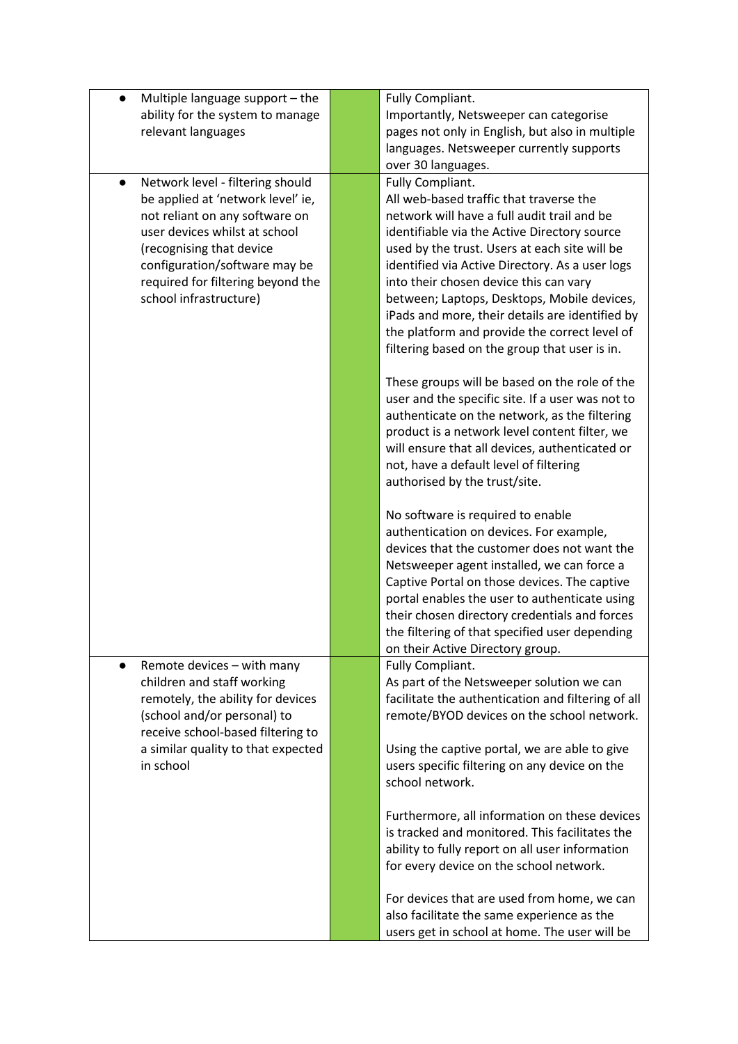| | | |
|---|---|---|
| • Multiple language support – the ability for the system to manage relevant languages | | Fully Compliant.<br>Importantly, Netsweeper can categorise pages not only in English, but also in multiple languages. Netsweeper currently supports over 30 languages. |
| • Network level - filtering should be applied at 'network level' ie, not reliant on any software on user devices whilst at school (recognising that device configuration/software may be required for filtering beyond the school infrastructure) | | Fully Compliant.<br>All web-based traffic that traverse the network will have a full audit trail and be identifiable via the Active Directory source used by the trust. Users at each site will be identified via Active Directory. As a user logs into their chosen device this can vary between; Laptops, Desktops, Mobile devices, iPads and more, their details are identified by the platform and provide the correct level of filtering based on the group that user is in.<br><br>These groups will be based on the role of the user and the specific site. If a user was not to authenticate on the network, as the filtering product is a network level content filter, we will ensure that all devices, authenticated or not, have a default level of filtering authorised by the trust/site.<br><br>No software is required to enable authentication on devices. For example, devices that the customer does not want the Netsweeper agent installed, we can force a Captive Portal on those devices. The captive portal enables the user to authenticate using their chosen directory credentials and forces the filtering of that specified user depending on their Active Directory group. |
| • Remote devices – with many children and staff working remotely, the ability for devices (school and/or personal) to receive school-based filtering to a similar quality to that expected in school | | Fully Compliant.<br>As part of the Netsweeper solution we can facilitate the authentication and filtering of all remote/BYOD devices on the school network.<br><br>Using the captive portal, we are able to give users specific filtering on any device on the school network.<br><br>Furthermore, all information on these devices is tracked and monitored. This facilitates the ability to fully report on all user information for every device on the school network.<br><br>For devices that are used from home, we can also facilitate the same experience as the users get in school at home. The user will be |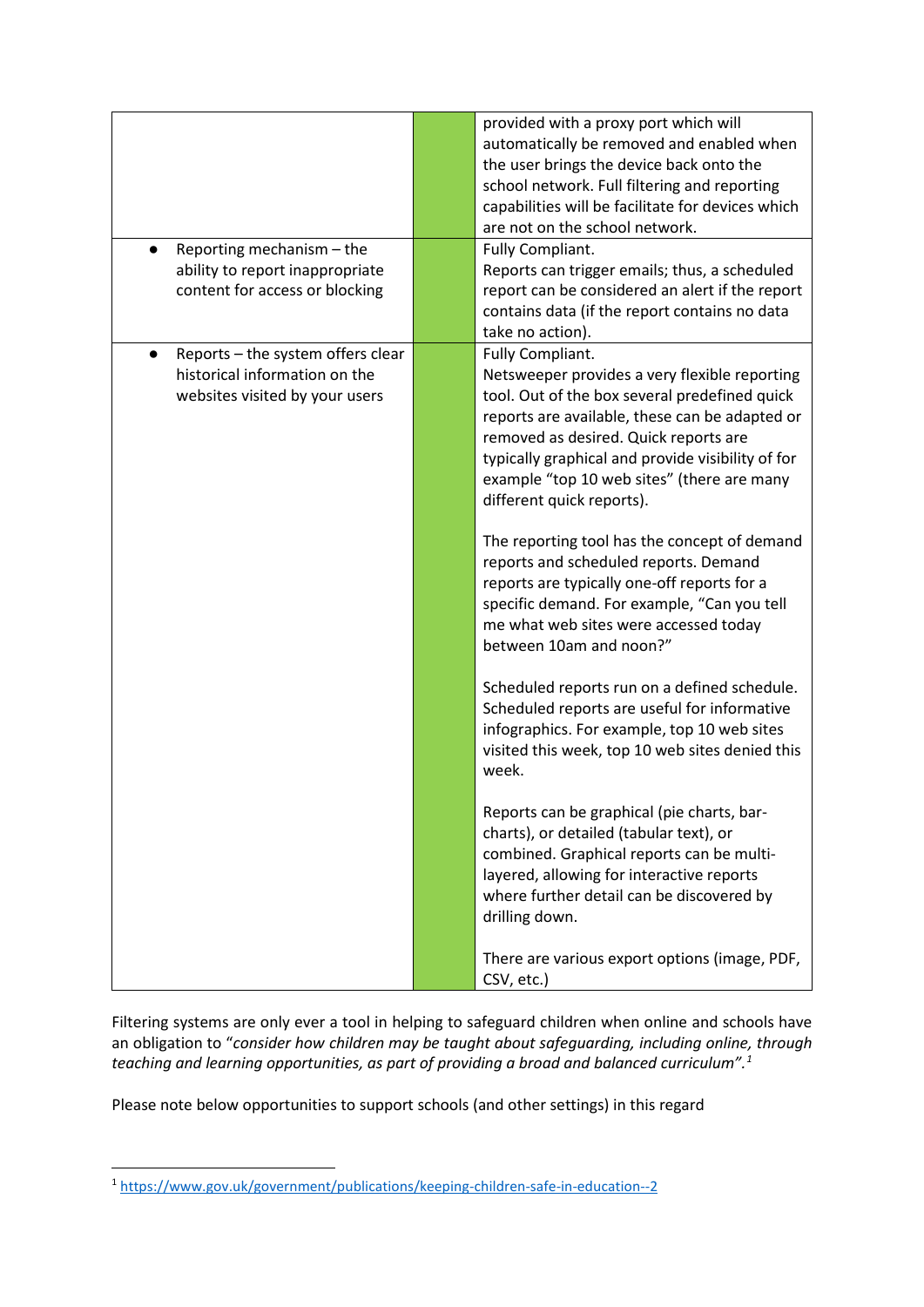| | | |
|---|---|---|
| | | provided with a proxy port which will automatically be removed and enabled when the user brings the device back onto the school network. Full filtering and reporting capabilities will be facilitate for devices which are not on the school network. |
| • Reporting mechanism – the ability to report inappropriate content for access or blocking | | Fully Compliant.<br>Reports can trigger emails; thus, a scheduled report can be considered an alert if the report contains data (if the report contains no data take no action). |
| • Reports – the system offers clear historical information on the websites visited by your users | | Fully Compliant.<br>Netsweeper provides a very flexible reporting tool. Out of the box several predefined quick reports are available, these can be adapted or removed as desired. Quick reports are typically graphical and provide visibility of for example "top 10 web sites" (there are many different quick reports).<br><br>The reporting tool has the concept of demand reports and scheduled reports. Demand reports are typically one-off reports for a specific demand. For example, "Can you tell me what web sites were accessed today between 10am and noon?"<br><br>Scheduled reports run on a defined schedule. Scheduled reports are useful for informative infographics. For example, top 10 web sites visited this week, top 10 web sites denied this week.<br><br>Reports can be graphical (pie charts, bar-charts), or detailed (tabular text), or combined. Graphical reports can be multi-layered, allowing for interactive reports where further detail can be discovered by drilling down.<br><br>There are various export options (image, PDF, CSV, etc.) |

Filtering systems are only ever a tool in helping to safeguard children when online and schools have an obligation to "*consider how children may be taught about safeguarding, including online, through teaching and learning opportunities, as part of providing a broad and balanced curriculum".*[1]

Please note below opportunities to support schools (and other settings) in this regard

[1] https://www.gov.uk/government/publications/keeping-children-safe-in-education--2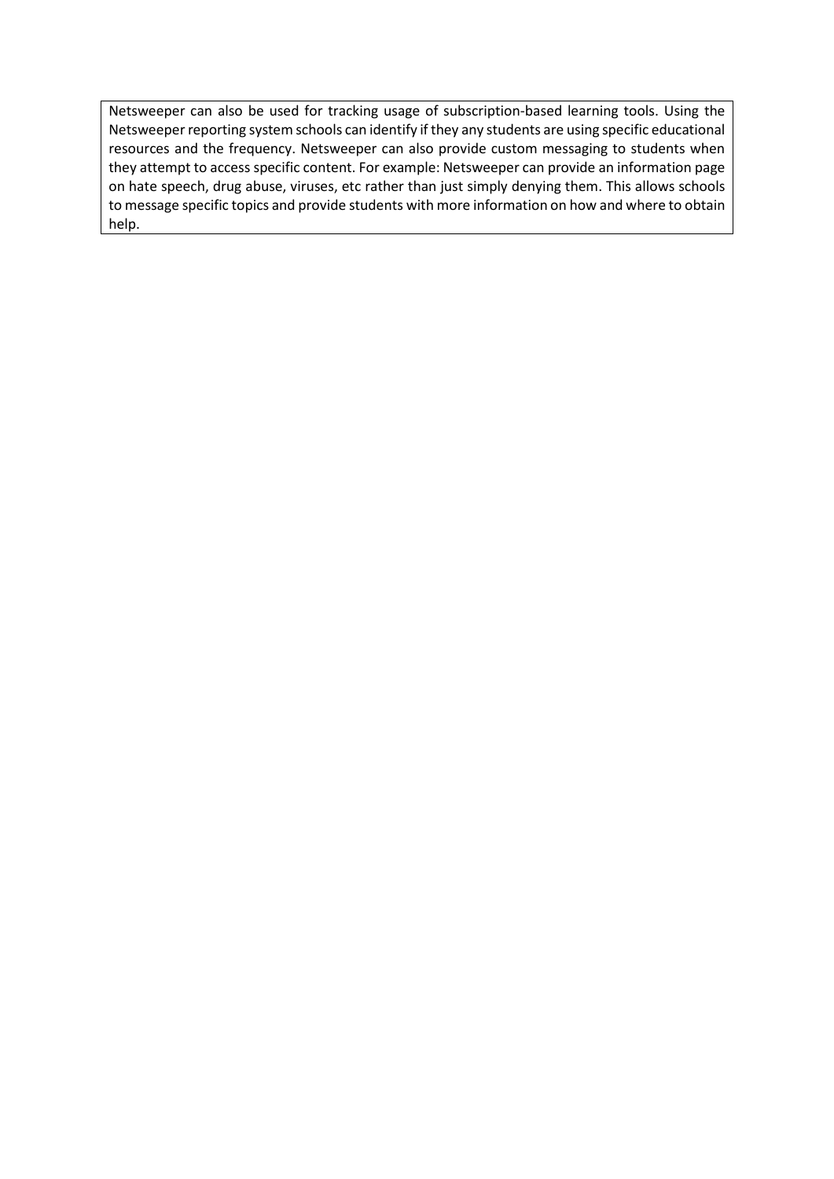Netsweeper can also be used for tracking usage of subscription-based learning tools. Using the Netsweeper reporting system schools can identify if they any students are using specific educational resources and the frequency. Netsweeper can also provide custom messaging to students when they attempt to access specific content. For example: Netsweeper can provide an information page on hate speech, drug abuse, viruses, etc rather than just simply denying them. This allows schools to message specific topics and provide students with more information on how and where to obtain help.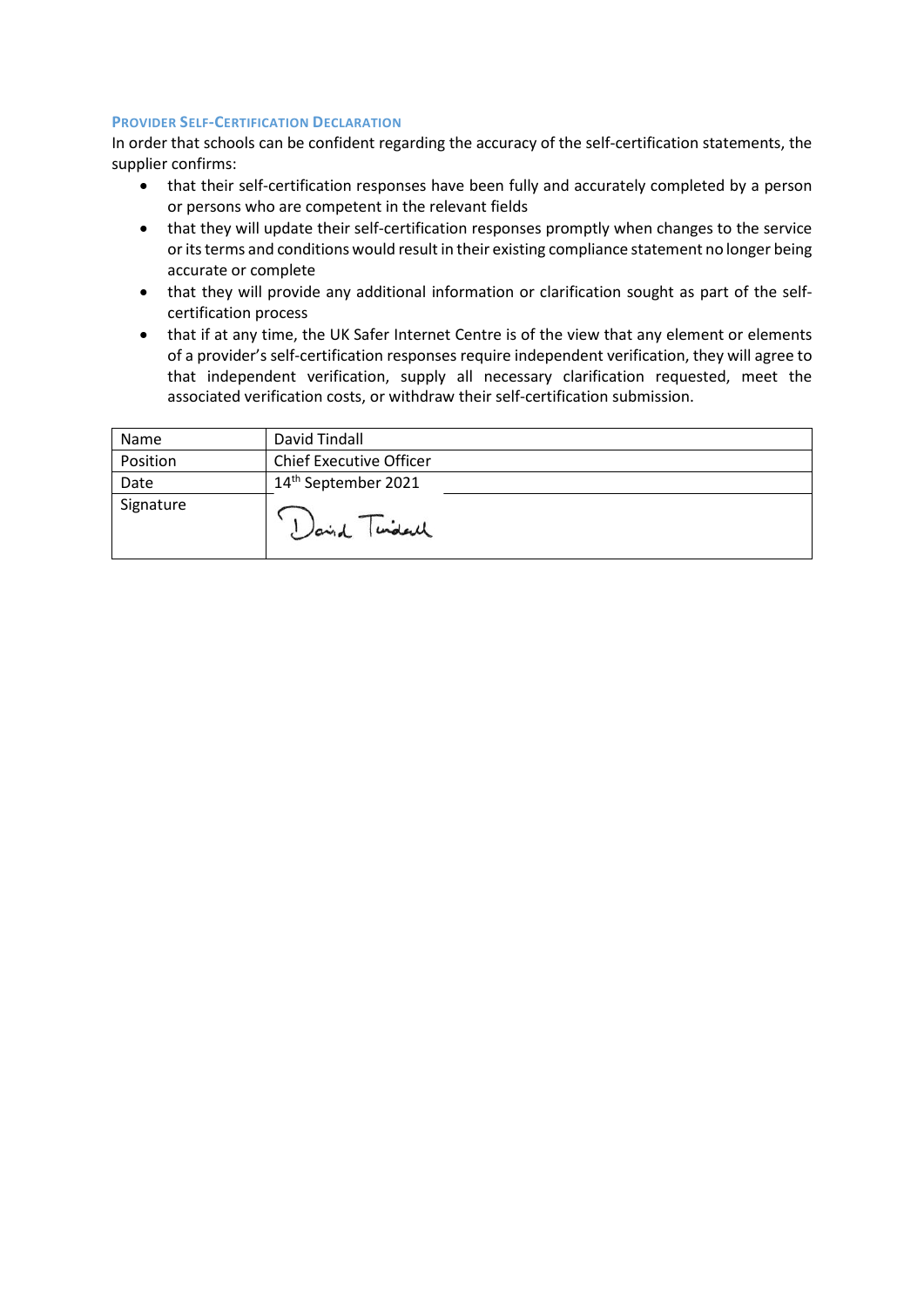### Provider Self-Certification Declaration

In order that schools can be confident regarding the accuracy of the self-certification statements, the supplier confirms:

- that their self-certification responses have been fully and accurately completed by a person or persons who are competent in the relevant fields
- that they will update their self-certification responses promptly when changes to the service or its terms and conditions would result in their existing compliance statement no longer being accurate or complete
- that they will provide any additional information or clarification sought as part of the self-certification process
- that if at any time, the UK Safer Internet Centre is of the view that any element or elements of a provider's self-certification responses require independent verification, they will agree to that independent verification, supply all necessary clarification requested, meet the associated verification costs, or withdraw their self-certification submission.

| | |
|---|---|
| Name | David Tindall |
| Position | Chief Executive Officer |
| Date | 14th September 2021 |
| Signature | David Tindall |